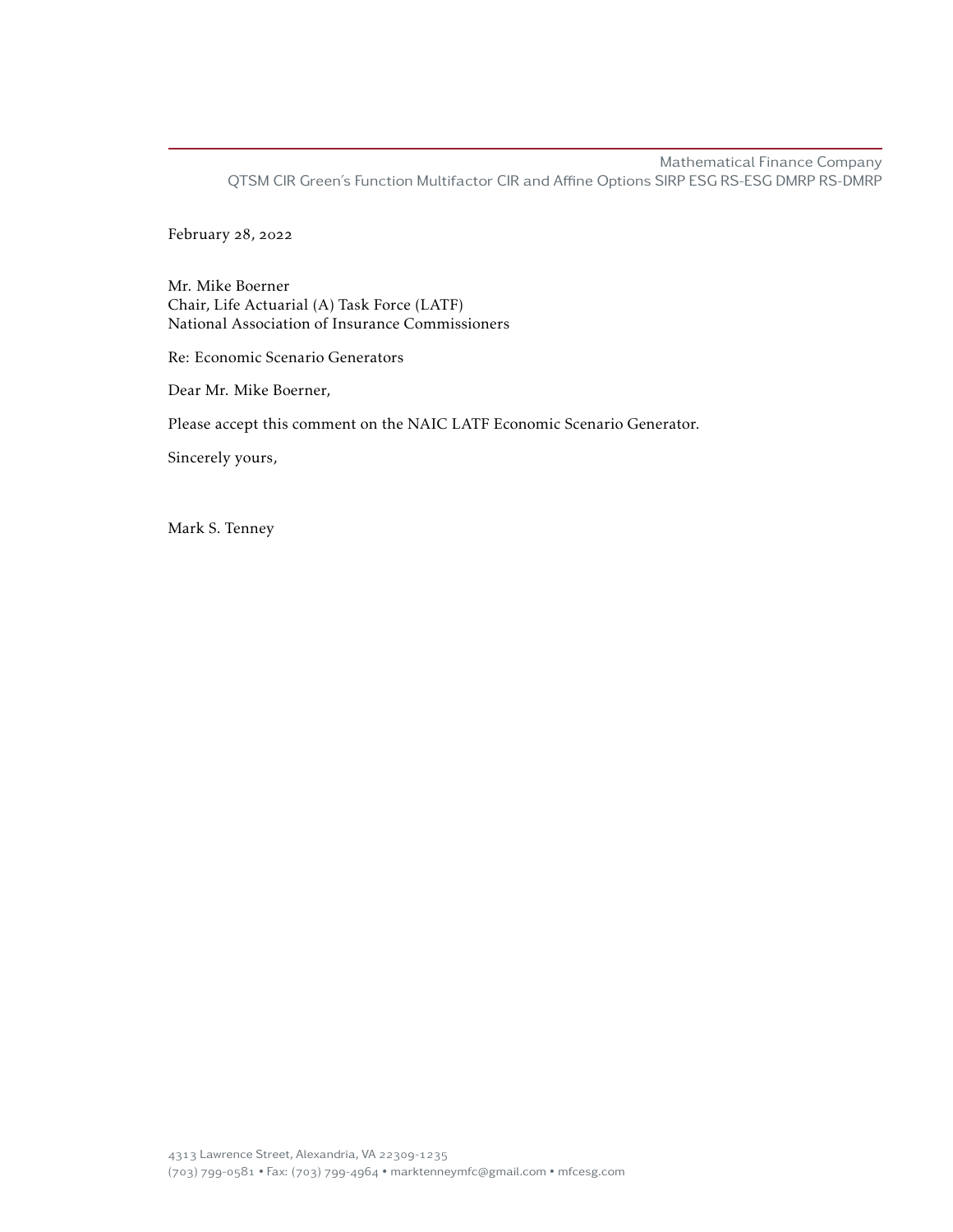Mathematical Finance Company
QTSM CIR Green's Function Multifactor CIR and Affine Options SIRP ESG RS-ESG DMRP RS-DMRP

February 28, 2022

Mr. Mike Boerner
Chair, Life Actuarial (A) Task Force (LATF)
National Association of Insurance Commissioners

Re: Economic Scenario Generators

Dear Mr. Mike Boerner,

Please accept this comment on the NAIC LATF Economic Scenario Generator.

Sincerely yours,

Mark S. Tenney

4313 Lawrence Street, Alexandria, VA 22309-1235
(703) 799-0581 • Fax: (703) 799-4964 • marktenneymfc@gmail.com • mfcesg.com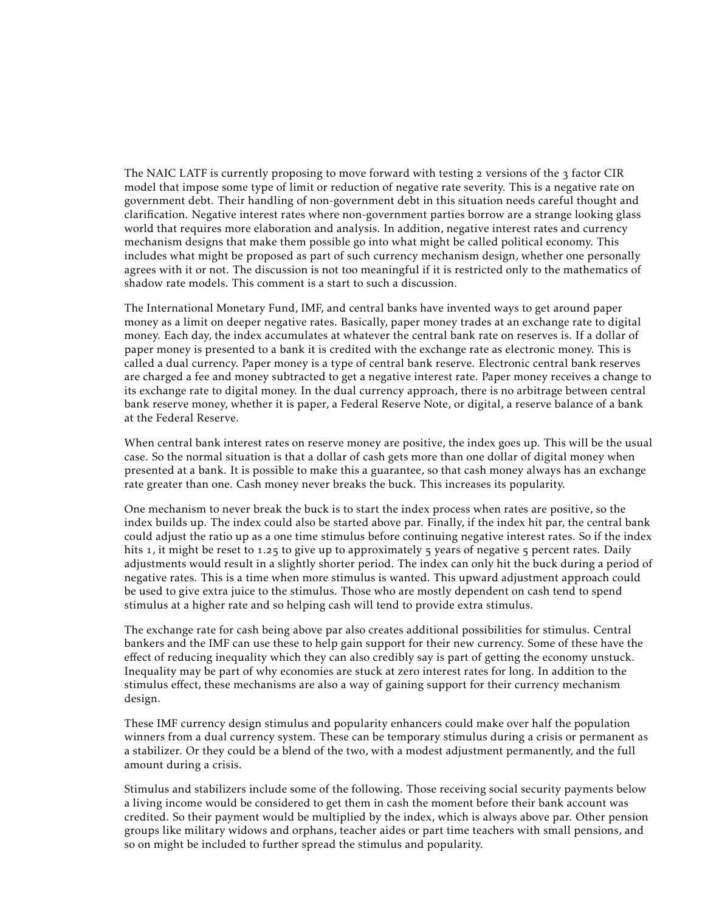The NAIC LATF is currently proposing to move forward with testing 2 versions of the 3 factor CIR model that impose some type of limit or reduction of negative rate severity. This is a negative rate on government debt. Their handling of non-government debt in this situation needs careful thought and clarification. Negative interest rates where non-government parties borrow are a strange looking glass world that requires more elaboration and analysis. In addition, negative interest rates and currency mechanism designs that make them possible go into what might be called political economy. This includes what might be proposed as part of such currency mechanism design, whether one personally agrees with it or not. The discussion is not too meaningful if it is restricted only to the mathematics of shadow rate models. This comment is a start to such a discussion.

The International Monetary Fund, IMF, and central banks have invented ways to get around paper money as a limit on deeper negative rates. Basically, paper money trades at an exchange rate to digital money. Each day, the index accumulates at whatever the central bank rate on reserves is. If a dollar of paper money is presented to a bank it is credited with the exchange rate as electronic money. This is called a dual currency. Paper money is a type of central bank reserve. Electronic central bank reserves are charged a fee and money subtracted to get a negative interest rate. Paper money receives a change to its exchange rate to digital money. In the dual currency approach, there is no arbitrage between central bank reserve money, whether it is paper, a Federal Reserve Note, or digital, a reserve balance of a bank at the Federal Reserve.

When central bank interest rates on reserve money are positive, the index goes up. This will be the usual case. So the normal situation is that a dollar of cash gets more than one dollar of digital money when presented at a bank. It is possible to make this a guarantee, so that cash money always has an exchange rate greater than one. Cash money never breaks the buck. This increases its popularity.

One mechanism to never break the buck is to start the index process when rates are positive, so the index builds up. The index could also be started above par. Finally, if the index hit par, the central bank could adjust the ratio up as a one time stimulus before continuing negative interest rates. So if the index hits 1, it might be reset to 1.25 to give up to approximately 5 years of negative 5 percent rates. Daily adjustments would result in a slightly shorter period. The index can only hit the buck during a period of negative rates. This is a time when more stimulus is wanted. This upward adjustment approach could be used to give extra juice to the stimulus. Those who are mostly dependent on cash tend to spend stimulus at a higher rate and so helping cash will tend to provide extra stimulus.

The exchange rate for cash being above par also creates additional possibilities for stimulus. Central bankers and the IMF can use these to help gain support for their new currency. Some of these have the effect of reducing inequality which they can also credibly say is part of getting the economy unstuck. Inequality may be part of why economies are stuck at zero interest rates for long. In addition to the stimulus effect, these mechanisms are also a way of gaining support for their currency mechanism design.

These IMF currency design stimulus and popularity enhancers could make over half the population winners from a dual currency system. These can be temporary stimulus during a crisis or permanent as a stabilizer. Or they could be a blend of the two, with a modest adjustment permanently, and the full amount during a crisis.

Stimulus and stabilizers include some of the following. Those receiving social security payments below a living income would be considered to get them in cash the moment before their bank account was credited. So their payment would be multiplied by the index, which is always above par. Other pension groups like military widows and orphans, teacher aides or part time teachers with small pensions, and so on might be included to further spread the stimulus and popularity.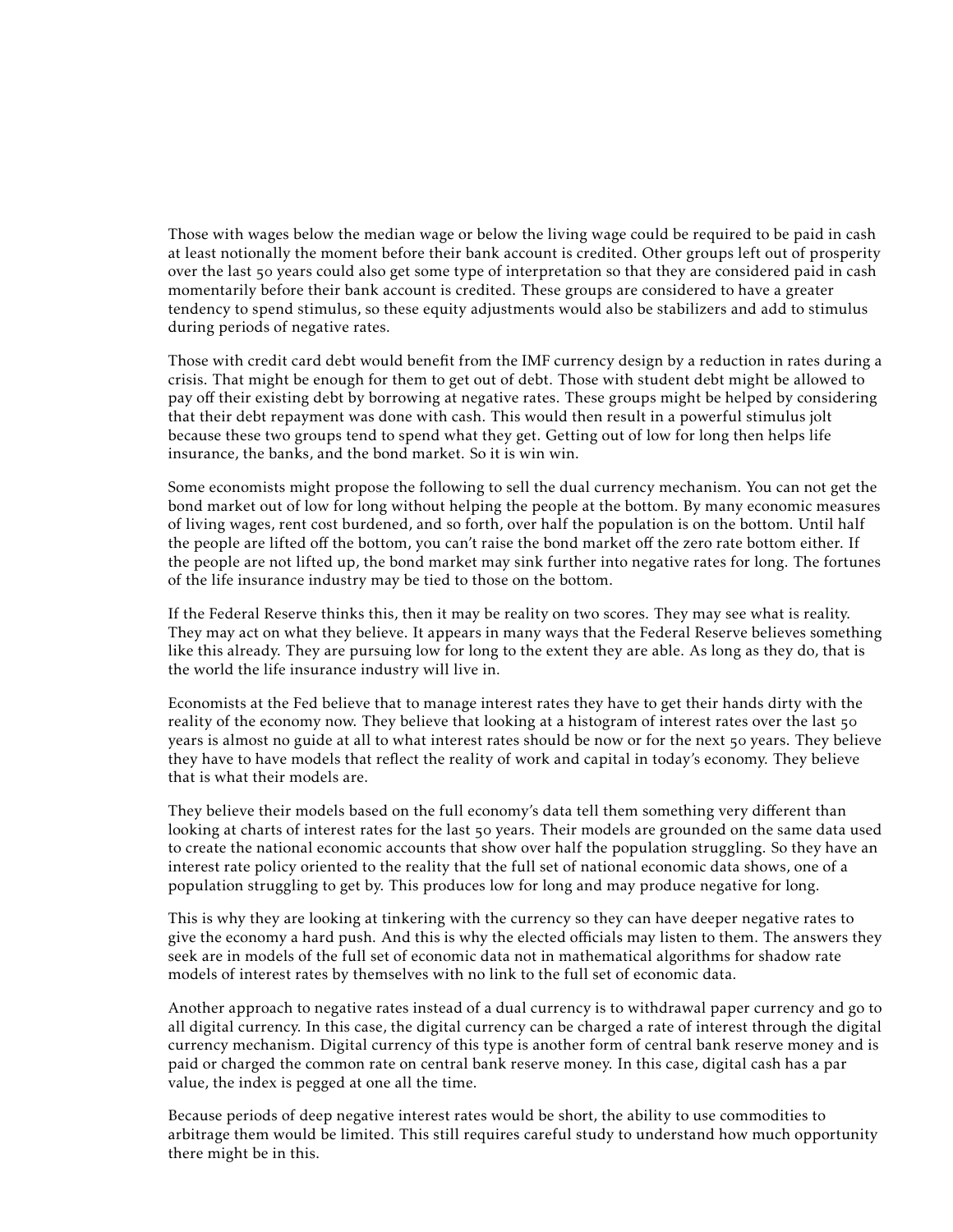Those with wages below the median wage or below the living wage could be required to be paid in cash at least notionally the moment before their bank account is credited. Other groups left out of prosperity over the last 50 years could also get some type of interpretation so that they are considered paid in cash momentarily before their bank account is credited. These groups are considered to have a greater tendency to spend stimulus, so these equity adjustments would also be stabilizers and add to stimulus during periods of negative rates.

Those with credit card debt would benefit from the IMF currency design by a reduction in rates during a crisis. That might be enough for them to get out of debt. Those with student debt might be allowed to pay off their existing debt by borrowing at negative rates. These groups might be helped by considering that their debt repayment was done with cash. This would then result in a powerful stimulus jolt because these two groups tend to spend what they get. Getting out of low for long then helps life insurance, the banks, and the bond market. So it is win win.

Some economists might propose the following to sell the dual currency mechanism. You can not get the bond market out of low for long without helping the people at the bottom. By many economic measures of living wages, rent cost burdened, and so forth, over half the population is on the bottom. Until half the people are lifted off the bottom, you can't raise the bond market off the zero rate bottom either. If the people are not lifted up, the bond market may sink further into negative rates for long. The fortunes of the life insurance industry may be tied to those on the bottom.

If the Federal Reserve thinks this, then it may be reality on two scores. They may see what is reality. They may act on what they believe. It appears in many ways that the Federal Reserve believes something like this already. They are pursuing low for long to the extent they are able. As long as they do, that is the world the life insurance industry will live in.

Economists at the Fed believe that to manage interest rates they have to get their hands dirty with the reality of the economy now. They believe that looking at a histogram of interest rates over the last 50 years is almost no guide at all to what interest rates should be now or for the next 50 years. They believe they have to have models that reflect the reality of work and capital in today's economy. They believe that is what their models are.

They believe their models based on the full economy's data tell them something very different than looking at charts of interest rates for the last 50 years. Their models are grounded on the same data used to create the national economic accounts that show over half the population struggling. So they have an interest rate policy oriented to the reality that the full set of national economic data shows, one of a population struggling to get by. This produces low for long and may produce negative for long.

This is why they are looking at tinkering with the currency so they can have deeper negative rates to give the economy a hard push. And this is why the elected officials may listen to them. The answers they seek are in models of the full set of economic data not in mathematical algorithms for shadow rate models of interest rates by themselves with no link to the full set of economic data.

Another approach to negative rates instead of a dual currency is to withdrawal paper currency and go to all digital currency. In this case, the digital currency can be charged a rate of interest through the digital currency mechanism. Digital currency of this type is another form of central bank reserve money and is paid or charged the common rate on central bank reserve money. In this case, digital cash has a par value, the index is pegged at one all the time.

Because periods of deep negative interest rates would be short, the ability to use commodities to arbitrage them would be limited. This still requires careful study to understand how much opportunity there might be in this.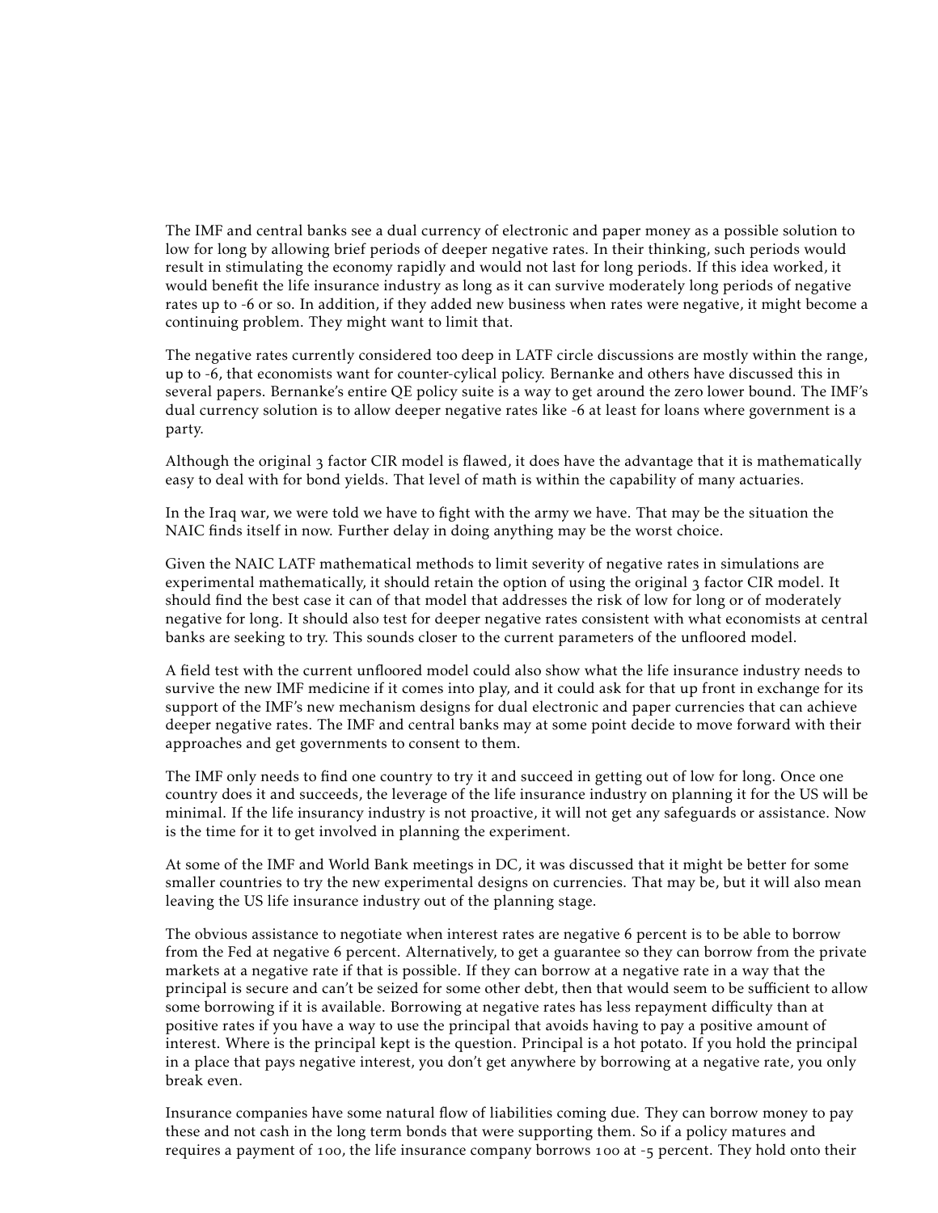The IMF and central banks see a dual currency of electronic and paper money as a possible solution to low for long by allowing brief periods of deeper negative rates. In their thinking, such periods would result in stimulating the economy rapidly and would not last for long periods. If this idea worked, it would benefit the life insurance industry as long as it can survive moderately long periods of negative rates up to -6 or so. In addition, if they added new business when rates were negative, it might become a continuing problem. They might want to limit that.

The negative rates currently considered too deep in LATF circle discussions are mostly within the range, up to -6, that economists want for counter-cylical policy. Bernanke and others have discussed this in several papers. Bernanke's entire QE policy suite is a way to get around the zero lower bound. The IMF's dual currency solution is to allow deeper negative rates like -6 at least for loans where government is a party.

Although the original 3 factor CIR model is flawed, it does have the advantage that it is mathematically easy to deal with for bond yields. That level of math is within the capability of many actuaries.

In the Iraq war, we were told we have to fight with the army we have. That may be the situation the NAIC finds itself in now. Further delay in doing anything may be the worst choice.

Given the NAIC LATF mathematical methods to limit severity of negative rates in simulations are experimental mathematically, it should retain the option of using the original 3 factor CIR model. It should find the best case it can of that model that addresses the risk of low for long or of moderately negative for long. It should also test for deeper negative rates consistent with what economists at central banks are seeking to try. This sounds closer to the current parameters of the unfloored model.

A field test with the current unfloored model could also show what the life insurance industry needs to survive the new IMF medicine if it comes into play, and it could ask for that up front in exchange for its support of the IMF's new mechanism designs for dual electronic and paper currencies that can achieve deeper negative rates. The IMF and central banks may at some point decide to move forward with their approaches and get governments to consent to them.

The IMF only needs to find one country to try it and succeed in getting out of low for long. Once one country does it and succeeds, the leverage of the life insurance industry on planning it for the US will be minimal. If the life insurancy industry is not proactive, it will not get any safeguards or assistance. Now is the time for it to get involved in planning the experiment.

At some of the IMF and World Bank meetings in DC, it was discussed that it might be better for some smaller countries to try the new experimental designs on curencies. That may be, but it will also mean leaving the US life insurance industry out of the planning stage.

The obvious assistance to negotiate when interest rates are negative 6 percent is to be able to borrow from the Fed at negative 6 percent. Alternatively, to get a guarantee so they can borrow from the private markets at a negative rate if that is possible. If they can borrow at a negative rate in a way that the principal is secure and can't be seized for some other debt, then that would seem to be sufficient to allow some borrowing if it is available. Borrowing at negative rates has less repayment difficulty than at positive rates if you have a way to use the principal that avoids having to pay a positive amount of interest. Where is the principal kept is the question. Principal is a hot potato. If you hold the principal in a place that pays negative interest, you don't get anywhere by borrowing at a negative rate, you only break even.

Insurance companies have some natural flow of liabilities coming due. They can borrow money to pay these and not cash in the long term bonds that were supporting them. So if a policy matures and requires a payment of 100, the life insurance company borrows 100 at -5 percent. They hold onto their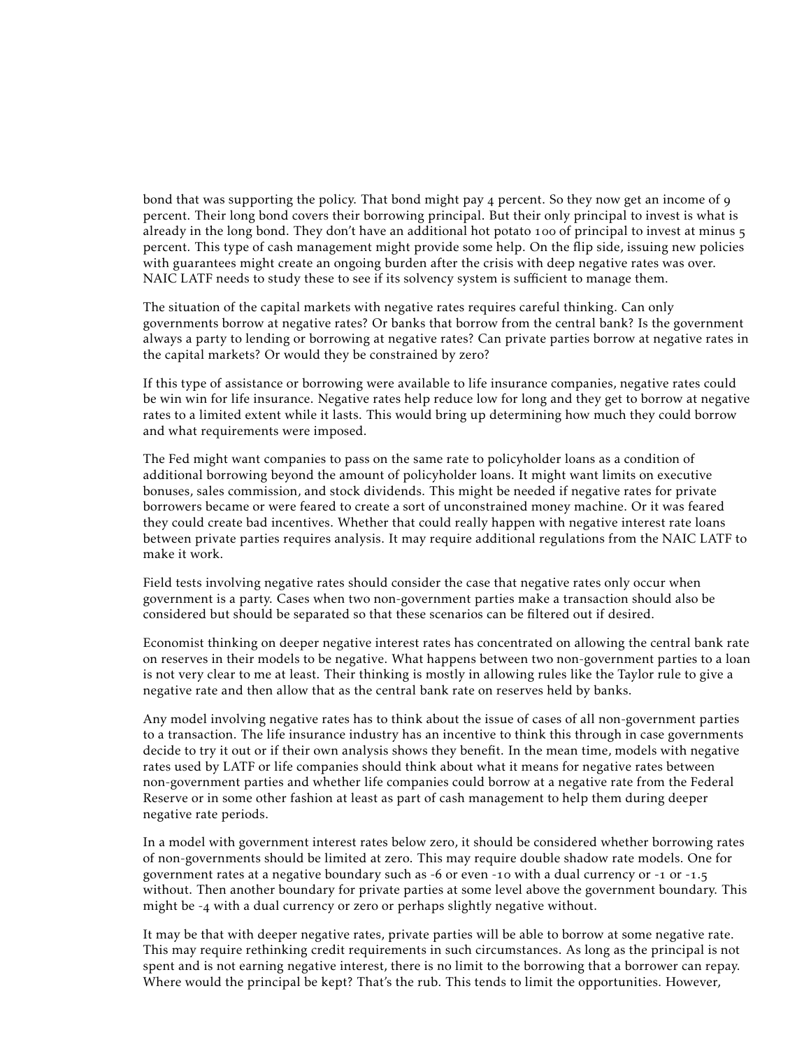bond that was supporting the policy. That bond might pay 4 percent. So they now get an income of 9 percent. Their long bond covers their borrowing principal. But their only principal to invest is what is already in the long bond. They don't have an additional hot potato 100 of principal to invest at minus 5 percent. This type of cash management might provide some help. On the flip side, issuing new policies with guarantees might create an ongoing burden after the crisis with deep negative rates was over. NAIC LATF needs to study these to see if its solvency system is sufficient to manage them.

The situation of the capital markets with negative rates requires careful thinking. Can only governments borrow at negative rates? Or banks that borrow from the central bank? Is the government always a party to lending or borrowing at negative rates? Can private parties borrow at negative rates in the capital markets? Or would they be constrained by zero?

If this type of assistance or borrowing were available to life insurance companies, negative rates could be win win for life insurance. Negative rates help reduce low for long and they get to borrow at negative rates to a limited extent while it lasts. This would bring up determining how much they could borrow and what requirements were imposed.

The Fed might want companies to pass on the same rate to policyholder loans as a condition of additional borrowing beyond the amount of policyholder loans. It might want limits on executive bonuses, sales commission, and stock dividends. This might be needed if negative rates for private borrowers became or were feared to create a sort of unconstrained money machine. Or it was feared they could create bad incentives. Whether that could really happen with negative interest rate loans between private parties requires analysis. It may require additional regulations from the NAIC LATF to make it work.

Field tests involving negative rates should consider the case that negative rates only occur when government is a party. Cases when two non-government parties make a transaction should also be considered but should be separated so that these scenarios can be filtered out if desired.

Economist thinking on deeper negative interest rates has concentrated on allowing the central bank rate on reserves in their models to be negative. What happens between two non-government parties to a loan is not very clear to me at least. Their thinking is mostly in allowing rules like the Taylor rule to give a negative rate and then allow that as the central bank rate on reserves held by banks.

Any model involving negative rates has to think about the issue of cases of all non-government parties to a transaction. The life insurance industry has an incentive to think this through in case governments decide to try it out or if their own analysis shows they benefit. In the mean time, models with negative rates used by LATF or life companies should think about what it means for negative rates between non-government parties and whether life companies could borrow at a negative rate from the Federal Reserve or in some other fashion at least as part of cash management to help them during deeper negative rate periods.

In a model with government interest rates below zero, it should be considered whether borrowing rates of non-governments should be limited at zero. This may require double shadow rate models. One for government rates at a negative boundary such as -6 or even -10 with a dual currency or -1 or -1.5 without. Then another boundary for private parties at some level above the government boundary. This might be -4 with a dual currency or zero or perhaps slightly negative without.

It may be that with deeper negative rates, private parties will be able to borrow at some negative rate. This may require rethinking credit requirements in such circumstances. As long as the principal is not spent and is not earning negative interest, there is no limit to the borrowing that a borrower can repay. Where would the principal be kept? That's the rub. This tends to limit the opportunities. However,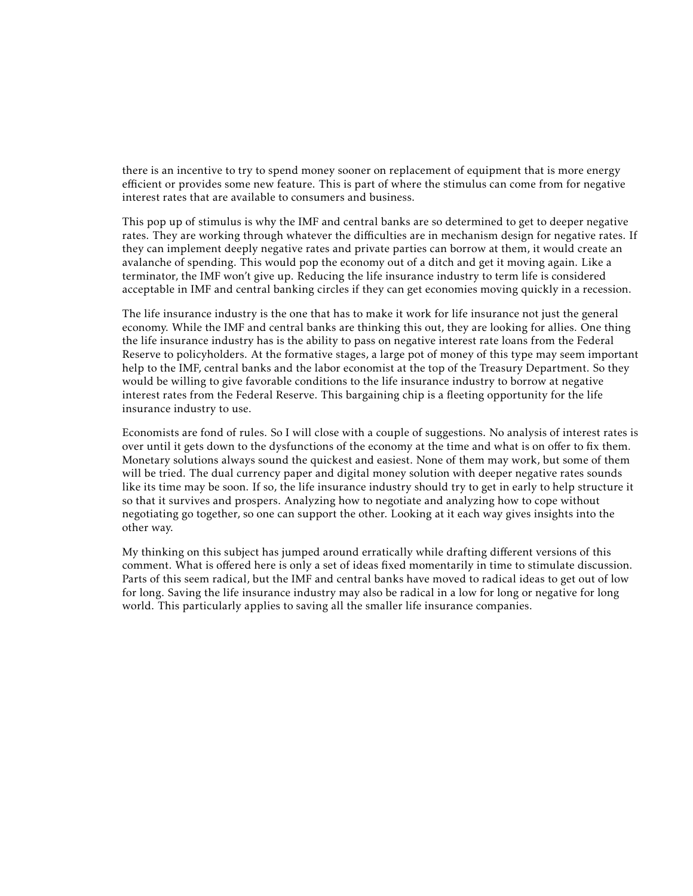there is an incentive to try to spend money sooner on replacement of equipment that is more energy efficient or provides some new feature. This is part of where the stimulus can come from for negative interest rates that are available to consumers and business.

This pop up of stimulus is why the IMF and central banks are so determined to get to deeper negative rates. They are working through whatever the difficulties are in mechanism design for negative rates. If they can implement deeply negative rates and private parties can borrow at them, it would create an avalanche of spending. This would pop the economy out of a ditch and get it moving again. Like a terminator, the IMF won't give up. Reducing the life insurance industry to term life is considered acceptable in IMF and central banking circles if they can get economies moving quickly in a recession.

The life insurance industry is the one that has to make it work for life insurance not just the general economy. While the IMF and central banks are thinking this out, they are looking for allies. One thing the life insurance industry has is the ability to pass on negative interest rate loans from the Federal Reserve to policyholders. At the formative stages, a large pot of money of this type may seem important help to the IMF, central banks and the labor economist at the top of the Treasury Department. So they would be willing to give favorable conditions to the life insurance industry to borrow at negative interest rates from the Federal Reserve. This bargaining chip is a fleeting opportunity for the life insurance industry to use.

Economists are fond of rules. So I will close with a couple of suggestions. No analysis of interest rates is over until it gets down to the dysfunctions of the economy at the time and what is on offer to fix them. Monetary solutions always sound the quickest and easiest. None of them may work, but some of them will be tried. The dual currency paper and digital money solution with deeper negative rates sounds like its time may be soon. If so, the life insurance industry should try to get in early to help structure it so that it survives and prospers. Analyzing how to negotiate and analyzing how to cope without negotiating go together, so one can support the other. Looking at it each way gives insights into the other way.

My thinking on this subject has jumped around erratically while drafting different versions of this comment. What is offered here is only a set of ideas fixed momentarily in time to stimulate discussion. Parts of this seem radical, but the IMF and central banks have moved to radical ideas to get out of low for long. Saving the life insurance industry may also be radical in a low for long or negative for long world. This particularly applies to saving all the smaller life insurance companies.